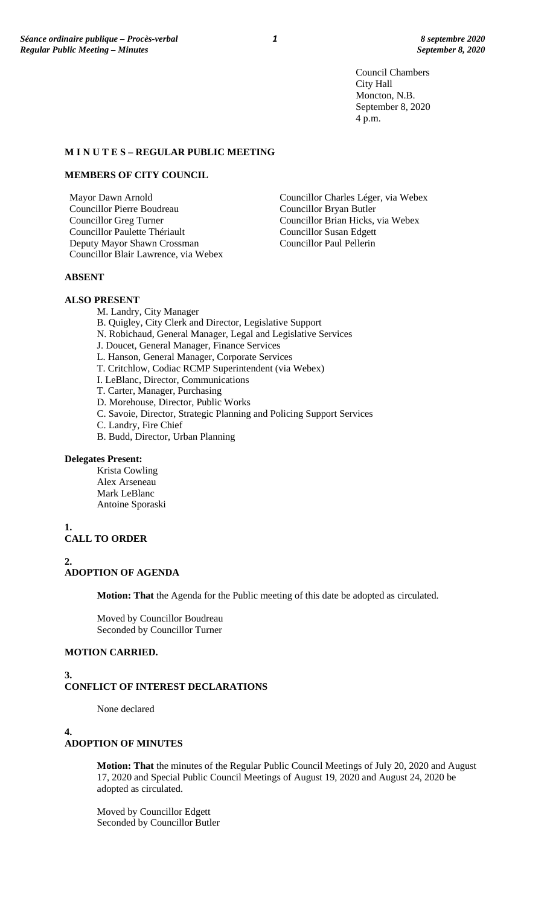Council Chambers
City Hall
Moncton, N.B.
September 8, 2020
4 p.m.

**M I N U T E S – REGULAR PUBLIC MEETING**

**MEMBERS OF CITY COUNCIL**

Mayor Dawn Arnold
Councillor Pierre Boudreau
Councillor Greg Turner
Councillor Paulette Thériault
Deputy Mayor Shawn Crossman
Councillor Blair Lawrence, via Webex
Councillor Charles Léger, via Webex
Councillor Bryan Butler
Councillor Brian Hicks, via Webex
Councillor Susan Edgett
Councillor Paul Pellerin

**ABSENT**

**ALSO PRESENT**

M. Landry, City Manager
B. Quigley, City Clerk and Director, Legislative Support
N. Robichaud, General Manager, Legal and Legislative Services
J. Doucet, General Manager, Finance Services
L. Hanson, General Manager, Corporate Services
T. Critchlow, Codiac RCMP Superintendent (via Webex)
I. LeBlanc, Director, Communications
T. Carter, Manager, Purchasing
D. Morehouse, Director, Public Works
C. Savoie, Director, Strategic Planning and Policing Support Services
C. Landry, Fire Chief
B. Budd, Director, Urban Planning

**Delegates Present:**

Krista Cowling
Alex Arseneau
Mark LeBlanc
Antoine Sporaski

**1.**
**CALL TO ORDER**

**2.**
**ADOPTION OF AGENDA**

**Motion: That** the Agenda for the Public meeting of this date be adopted as circulated.

Moved by Councillor Boudreau
Seconded by Councillor Turner

**MOTION CARRIED.**

**3.**
**CONFLICT OF INTEREST DECLARATIONS**

None declared

**4.**
**ADOPTION OF MINUTES**

**Motion: That** the minutes of the Regular Public Council Meetings of July 20, 2020 and August 17, 2020 and Special Public Council Meetings of August 19, 2020 and August 24, 2020 be adopted as circulated.

Moved by Councillor Edgett
Seconded by Councillor Butler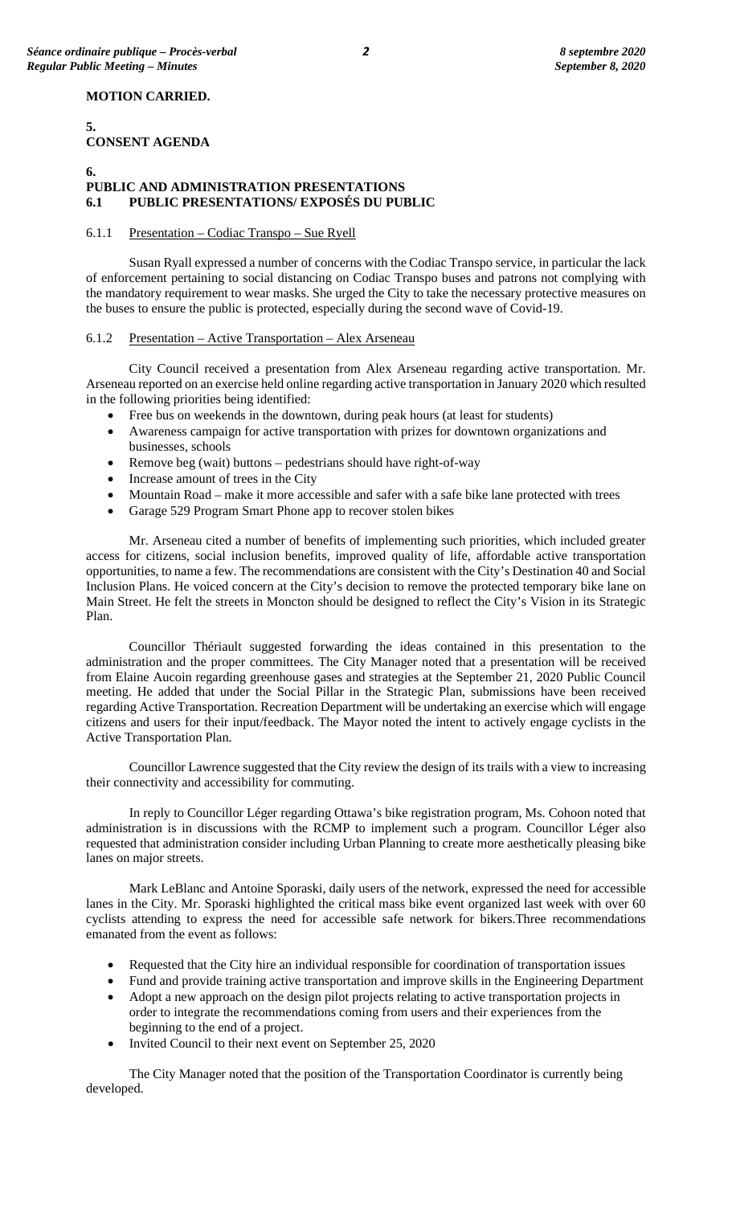**MOTION CARRIED.**

## 5. CONSENT AGENDA

## 6. PUBLIC AND ADMINISTRATION PRESENTATIONS

### 6.1 PUBLIC PRESENTATIONS/ EXPOSÉS DU PUBLIC

#### 6.1.1 Presentation – Codiac Transpo – Sue Ryell

Susan Ryall expressed a number of concerns with the Codiac Transpo service, in particular the lack of enforcement pertaining to social distancing on Codiac Transpo buses and patrons not complying with the mandatory requirement to wear masks. She urged the City to take the necessary protective measures on the buses to ensure the public is protected, especially during the second wave of Covid-19.

#### 6.1.2 Presentation – Active Transportation – Alex Arseneau

City Council received a presentation from Alex Arseneau regarding active transportation. Mr. Arseneau reported on an exercise held online regarding active transportation in January 2020 which resulted in the following priorities being identified:

- Free bus on weekends in the downtown, during peak hours (at least for students)
- Awareness campaign for active transportation with prizes for downtown organizations and businesses, schools
- Remove beg (wait) buttons – pedestrians should have right-of-way
- Increase amount of trees in the City
- Mountain Road – make it more accessible and safer with a safe bike lane protected with trees
- Garage 529 Program Smart Phone app to recover stolen bikes

Mr. Arseneau cited a number of benefits of implementing such priorities, which included greater access for citizens, social inclusion benefits, improved quality of life, affordable active transportation opportunities, to name a few. The recommendations are consistent with the City's Destination 40 and Social Inclusion Plans. He voiced concern at the City's decision to remove the protected temporary bike lane on Main Street. He felt the streets in Moncton should be designed to reflect the City's Vision in its Strategic Plan.

Councillor Thériault suggested forwarding the ideas contained in this presentation to the administration and the proper committees. The City Manager noted that a presentation will be received from Elaine Aucoin regarding greenhouse gases and strategies at the September 21, 2020 Public Council meeting. He added that under the Social Pillar in the Strategic Plan, submissions have been received regarding Active Transportation. Recreation Department will be undertaking an exercise which will engage citizens and users for their input/feedback. The Mayor noted the intent to actively engage cyclists in the Active Transportation Plan.

Councillor Lawrence suggested that the City review the design of its trails with a view to increasing their connectivity and accessibility for commuting.

In reply to Councillor Léger regarding Ottawa's bike registration program, Ms. Cohoon noted that administration is in discussions with the RCMP to implement such a program. Councillor Léger also requested that administration consider including Urban Planning to create more aesthetically pleasing bike lanes on major streets.

Mark LeBlanc and Antoine Sporaski, daily users of the network, expressed the need for accessible lanes in the City. Mr. Sporaski highlighted the critical mass bike event organized last week with over 60 cyclists attending to express the need for accessible safe network for bikers.Three recommendations emanated from the event as follows:

- Requested that the City hire an individual responsible for coordination of transportation issues
- Fund and provide training active transportation and improve skills in the Engineering Department
- Adopt a new approach on the design pilot projects relating to active transportation projects in order to integrate the recommendations coming from users and their experiences from the beginning to the end of a project.
- Invited Council to their next event on September 25, 2020

The City Manager noted that the position of the Transportation Coordinator is currently being developed.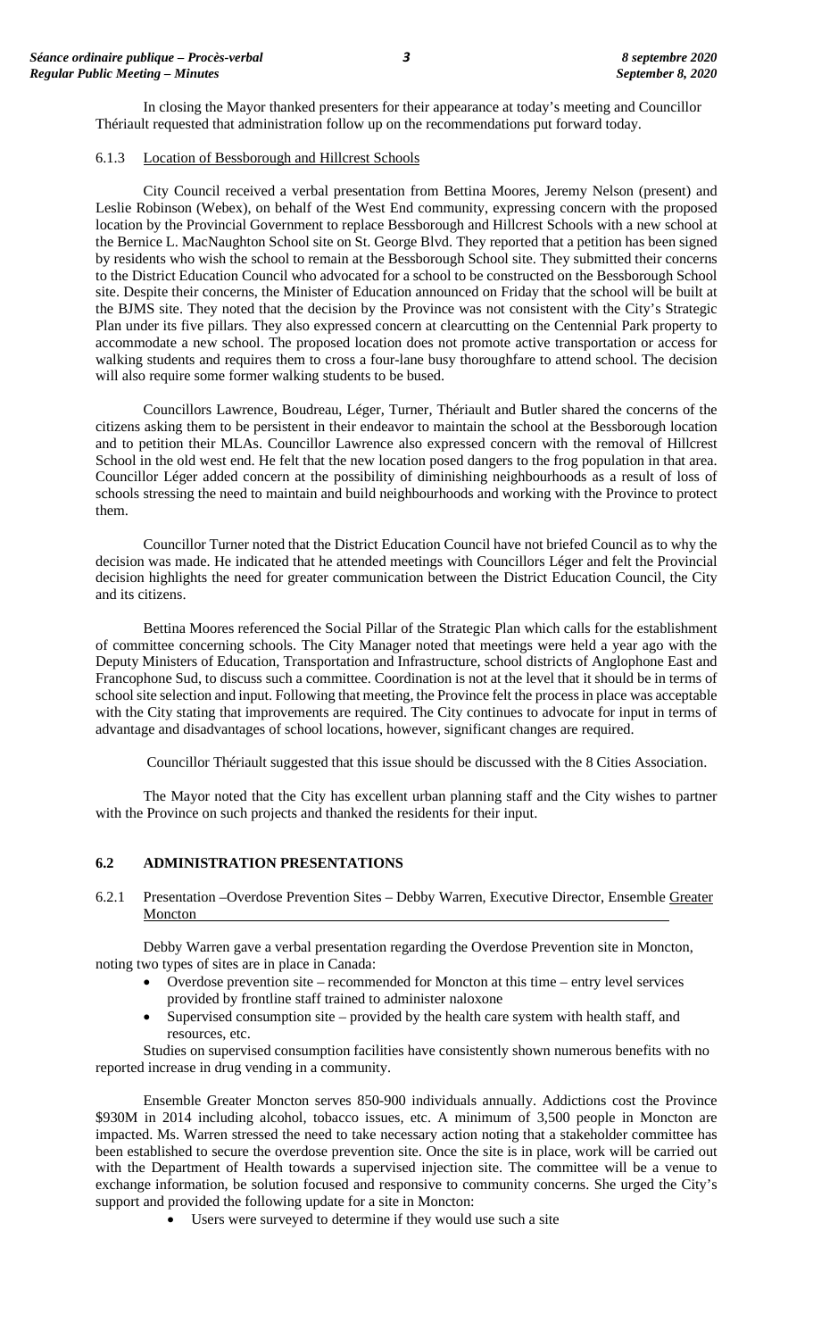In closing the Mayor thanked presenters for their appearance at today's meeting and Councillor Thériault requested that administration follow up on the recommendations put forward today.

6.1.3 Location of Bessborough and Hillcrest Schools

City Council received a verbal presentation from Bettina Moores, Jeremy Nelson (present) and Leslie Robinson (Webex), on behalf of the West End community, expressing concern with the proposed location by the Provincial Government to replace Bessborough and Hillcrest Schools with a new school at the Bernice L. MacNaughton School site on St. George Blvd. They reported that a petition has been signed by residents who wish the school to remain at the Bessborough School site. They submitted their concerns to the District Education Council who advocated for a school to be constructed on the Bessborough School site. Despite their concerns, the Minister of Education announced on Friday that the school will be built at the BJMS site. They noted that the decision by the Province was not consistent with the City's Strategic Plan under its five pillars. They also expressed concern at clearcutting on the Centennial Park property to accommodate a new school. The proposed location does not promote active transportation or access for walking students and requires them to cross a four-lane busy thoroughfare to attend school. The decision will also require some former walking students to be bused.

Councillors Lawrence, Boudreau, Léger, Turner, Thériault and Butler shared the concerns of the citizens asking them to be persistent in their endeavor to maintain the school at the Bessborough location and to petition their MLAs. Councillor Lawrence also expressed concern with the removal of Hillcrest School in the old west end. He felt that the new location posed dangers to the frog population in that area. Councillor Léger added concern at the possibility of diminishing neighbourhoods as a result of loss of schools stressing the need to maintain and build neighbourhoods and working with the Province to protect them.

Councillor Turner noted that the District Education Council have not briefed Council as to why the decision was made. He indicated that he attended meetings with Councillors Léger and felt the Provincial decision highlights the need for greater communication between the District Education Council, the City and its citizens.

Bettina Moores referenced the Social Pillar of the Strategic Plan which calls for the establishment of committee concerning schools. The City Manager noted that meetings were held a year ago with the Deputy Ministers of Education, Transportation and Infrastructure, school districts of Anglophone East and Francophone Sud, to discuss such a committee. Coordination is not at the level that it should be in terms of school site selection and input. Following that meeting, the Province felt the process in place was acceptable with the City stating that improvements are required. The City continues to advocate for input in terms of advantage and disadvantages of school locations, however, significant changes are required.

Councillor Thériault suggested that this issue should be discussed with the 8 Cities Association.

The Mayor noted that the City has excellent urban planning staff and the City wishes to partner with the Province on such projects and thanked the residents for their input.

## 6.2 ADMINISTRATION PRESENTATIONS

6.2.1 Presentation –Overdose Prevention Sites – Debby Warren, Executive Director, Ensemble Greater Moncton

Debby Warren gave a verbal presentation regarding the Overdose Prevention site in Moncton, noting two types of sites are in place in Canada:

- Overdose prevention site – recommended for Moncton at this time – entry level services provided by frontline staff trained to administer naloxone
- Supervised consumption site – provided by the health care system with health staff, and resources, etc.

Studies on supervised consumption facilities have consistently shown numerous benefits with no reported increase in drug vending in a community.

Ensemble Greater Moncton serves 850-900 individuals annually. Addictions cost the Province \$930M in 2014 including alcohol, tobacco issues, etc. A minimum of 3,500 people in Moncton are impacted. Ms. Warren stressed the need to take necessary action noting that a stakeholder committee has been established to secure the overdose prevention site. Once the site is in place, work will be carried out with the Department of Health towards a supervised injection site. The committee will be a venue to exchange information, be solution focused and responsive to community concerns. She urged the City's support and provided the following update for a site in Moncton:

- Users were surveyed to determine if they would use such a site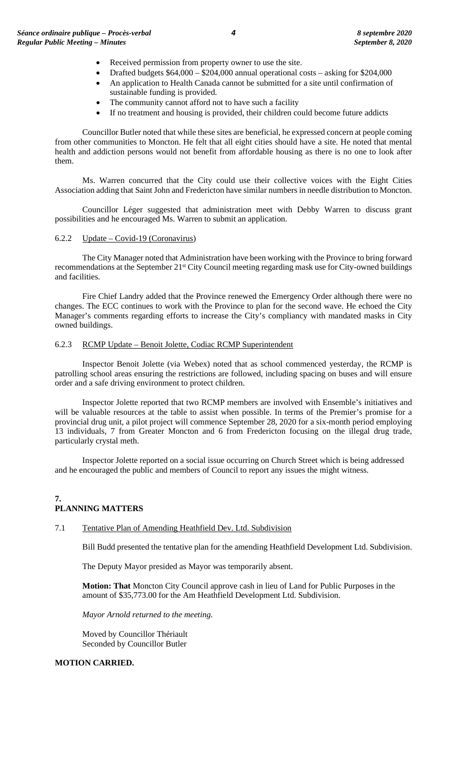- Received permission from property owner to use the site.
- Drafted budgets $64,000 – $204,000 annual operational costs – asking for $204,000
- An application to Health Canada cannot be submitted for a site until confirmation of sustainable funding is provided.
- The community cannot afford not to have such a facility
- If no treatment and housing is provided, their children could become future addicts

Councillor Butler noted that while these sites are beneficial, he expressed concern at people coming from other communities to Moncton. He felt that all eight cities should have a site. He noted that mental health and addiction persons would not benefit from affordable housing as there is no one to look after them.

Ms. Warren concurred that the City could use their collective voices with the Eight Cities Association adding that Saint John and Fredericton have similar numbers in needle distribution to Moncton.

Councillor Léger suggested that administration meet with Debby Warren to discuss grant possibilities and he encouraged Ms. Warren to submit an application.

6.2.2 Update – Covid-19 (Coronavirus)

The City Manager noted that Administration have been working with the Province to bring forward recommendations at the September 21st City Council meeting regarding mask use for City-owned buildings and facilities.

Fire Chief Landry added that the Province renewed the Emergency Order although there were no changes. The ECC continues to work with the Province to plan for the second wave. He echoed the City Manager's comments regarding efforts to increase the City's compliancy with mandated masks in City owned buildings.

6.2.3 RCMP Update – Benoit Jolette, Codiac RCMP Superintendent

Inspector Benoit Jolette (via Webex) noted that as school commenced yesterday, the RCMP is patrolling school areas ensuring the restrictions are followed, including spacing on buses and will ensure order and a safe driving environment to protect children.

Inspector Jolette reported that two RCMP members are involved with Ensemble's initiatives and will be valuable resources at the table to assist when possible. In terms of the Premier's promise for a provincial drug unit, a pilot project will commence September 28, 2020 for a six-month period employing 13 individuals, 7 from Greater Moncton and 6 from Fredericton focusing on the illegal drug trade, particularly crystal meth.

Inspector Jolette reported on a social issue occurring on Church Street which is being addressed and he encouraged the public and members of Council to report any issues the might witness.

## 7. PLANNING MATTERS

7.1 Tentative Plan of Amending Heathfield Dev. Ltd. Subdivision

Bill Budd presented the tentative plan for the amending Heathfield Development Ltd. Subdivision.

The Deputy Mayor presided as Mayor was temporarily absent.

**Motion: That** Moncton City Council approve cash in lieu of Land for Public Purposes in the amount of $35,773.00 for the Am Heathfield Development Ltd. Subdivision.

*Mayor Arnold returned to the meeting.*

Moved by Councillor Thériault
Seconded by Councillor Butler

**MOTION CARRIED.**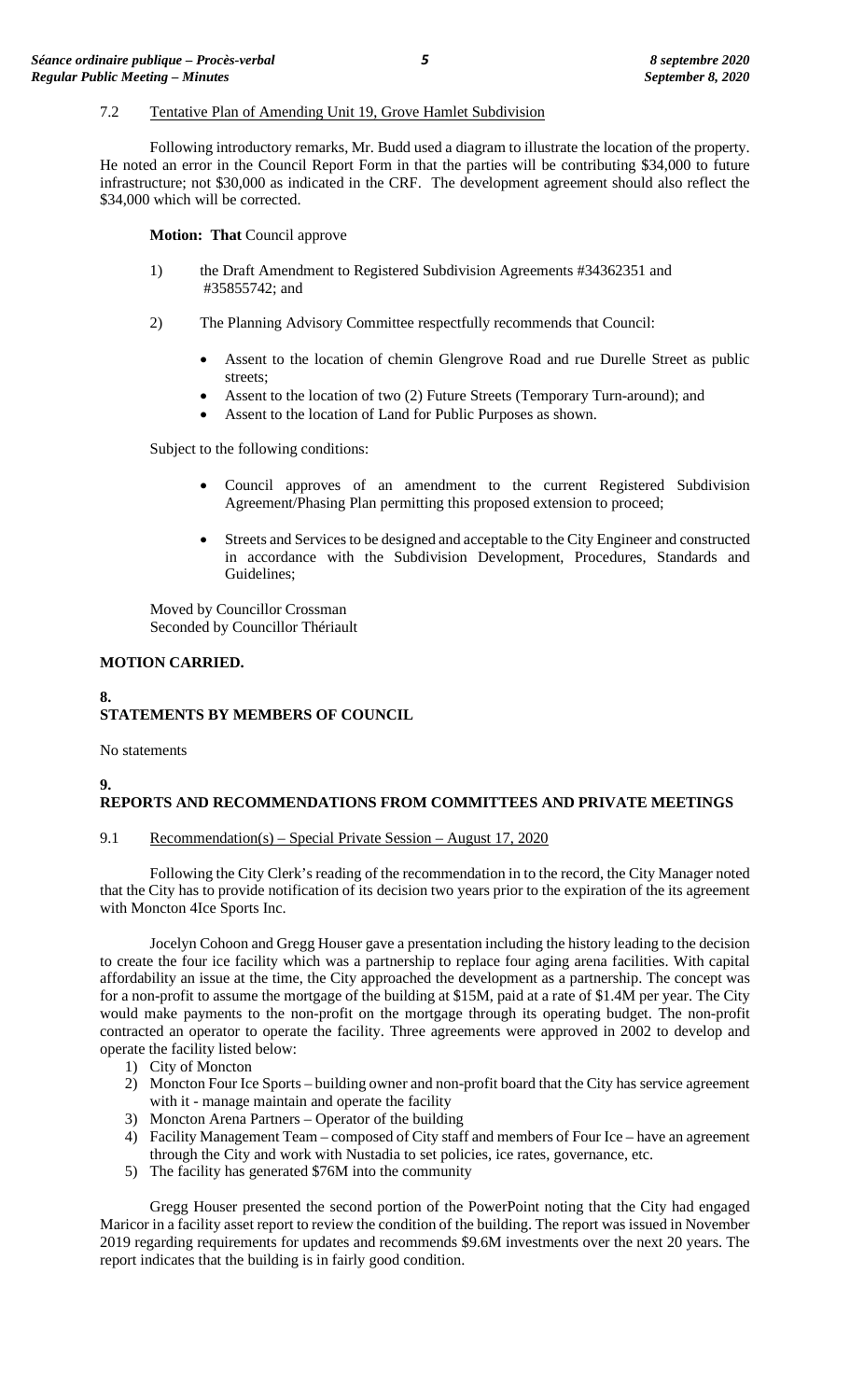7.2 Tentative Plan of Amending Unit 19, Grove Hamlet Subdivision

Following introductory remarks, Mr. Budd used a diagram to illustrate the location of the property. He noted an error in the Council Report Form in that the parties will be contributing $34,000 to future infrastructure; not $30,000 as indicated in the CRF. The development agreement should also reflect the $34,000 which will be corrected.

**Motion: That** Council approve

1) the Draft Amendment to Registered Subdivision Agreements #34362351 and #35855742; and

2) The Planning Advisory Committee respectfully recommends that Council:

   - Assent to the location of chemin Glengrove Road and rue Durelle Street as public streets;
   - Assent to the location of two (2) Future Streets (Temporary Turn-around); and
   - Assent to the location of Land for Public Purposes as shown.

Subject to the following conditions:

- Council approves of an amendment to the current Registered Subdivision Agreement/Phasing Plan permitting this proposed extension to proceed;
- Streets and Services to be designed and acceptable to the City Engineer and constructed in accordance with the Subdivision Development, Procedures, Standards and Guidelines;

Moved by Councillor Crossman
Seconded by Councillor Thériault

**MOTION CARRIED.**

## 8. STATEMENTS BY MEMBERS OF COUNCIL

No statements

## 9. REPORTS AND RECOMMENDATIONS FROM COMMITTEES AND PRIVATE MEETINGS

9.1 Recommendation(s) – Special Private Session – August 17, 2020

Following the City Clerk's reading of the recommendation in to the record, the City Manager noted that the City has to provide notification of its decision two years prior to the expiration of the its agreement with Moncton 4Ice Sports Inc.

Jocelyn Cohoon and Gregg Houser gave a presentation including the history leading to the decision to create the four ice facility which was a partnership to replace four aging arena facilities. With capital affordability an issue at the time, the City approached the development as a partnership. The concept was for a non-profit to assume the mortgage of the building at $15M, paid at a rate of $1.4M per year. The City would make payments to the non-profit on the mortgage through its operating budget. The non-profit contracted an operator to operate the facility. Three agreements were approved in 2002 to develop and operate the facility listed below:

1) City of Moncton
2) Moncton Four Ice Sports – building owner and non-profit board that the City has service agreement with it - manage maintain and operate the facility
3) Moncton Arena Partners – Operator of the building
4) Facility Management Team – composed of City staff and members of Four Ice – have an agreement through the City and work with Nustadia to set policies, ice rates, governance, etc.
5) The facility has generated $76M into the community

Gregg Houser presented the second portion of the PowerPoint noting that the City had engaged Maricor in a facility asset report to review the condition of the building. The report was issued in November 2019 regarding requirements for updates and recommends $9.6M investments over the next 20 years. The report indicates that the building is in fairly good condition.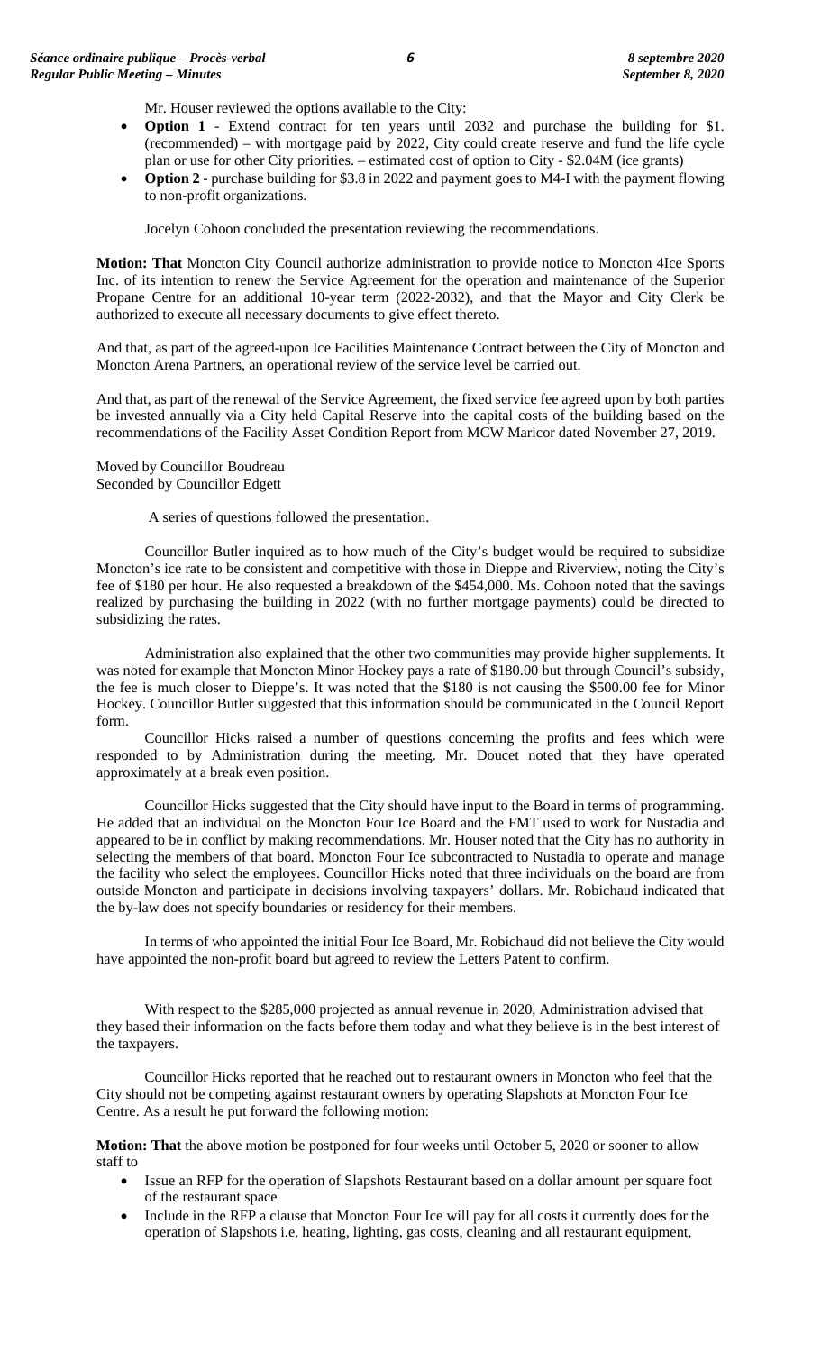Mr. Houser reviewed the options available to the City:

- **Option 1** - Extend contract for ten years until 2032 and purchase the building for $1. (recommended) – with mortgage paid by 2022, City could create reserve and fund the life cycle plan or use for other City priorities. – estimated cost of option to City - $2.04M (ice grants)
- **Option 2** - purchase building for $3.8 in 2022 and payment goes to M4-I with the payment flowing to non-profit organizations.

Jocelyn Cohoon concluded the presentation reviewing the recommendations.

**Motion: That** Moncton City Council authorize administration to provide notice to Moncton 4Ice Sports Inc. of its intention to renew the Service Agreement for the operation and maintenance of the Superior Propane Centre for an additional 10-year term (2022-2032), and that the Mayor and City Clerk be authorized to execute all necessary documents to give effect thereto.

And that, as part of the agreed-upon Ice Facilities Maintenance Contract between the City of Moncton and Moncton Arena Partners, an operational review of the service level be carried out.

And that, as part of the renewal of the Service Agreement, the fixed service fee agreed upon by both parties be invested annually via a City held Capital Reserve into the capital costs of the building based on the recommendations of the Facility Asset Condition Report from MCW Maricor dated November 27, 2019.

Moved by Councillor Boudreau
Seconded by Councillor Edgett

A series of questions followed the presentation.

Councillor Butler inquired as to how much of the City's budget would be required to subsidize Moncton's ice rate to be consistent and competitive with those in Dieppe and Riverview, noting the City's fee of $180 per hour. He also requested a breakdown of the $454,000. Ms. Cohoon noted that the savings realized by purchasing the building in 2022 (with no further mortgage payments) could be directed to subsidizing the rates.

Administration also explained that the other two communities may provide higher supplements. It was noted for example that Moncton Minor Hockey pays a rate of $180.00 but through Council's subsidy, the fee is much closer to Dieppe's. It was noted that the $180 is not causing the $500.00 fee for Minor Hockey. Councillor Butler suggested that this information should be communicated in the Council Report form.

Councillor Hicks raised a number of questions concerning the profits and fees which were responded to by Administration during the meeting. Mr. Doucet noted that they have operated approximately at a break even position.

Councillor Hicks suggested that the City should have input to the Board in terms of programming. He added that an individual on the Moncton Four Ice Board and the FMT used to work for Nustadia and appeared to be in conflict by making recommendations. Mr. Houser noted that the City has no authority in selecting the members of that board. Moncton Four Ice subcontracted to Nustadia to operate and manage the facility who select the employees. Councillor Hicks noted that three individuals on the board are from outside Moncton and participate in decisions involving taxpayers' dollars. Mr. Robichaud indicated that the by-law does not specify boundaries or residency for their members.

In terms of who appointed the initial Four Ice Board, Mr. Robichaud did not believe the City would have appointed the non-profit board but agreed to review the Letters Patent to confirm.

With respect to the $285,000 projected as annual revenue in 2020, Administration advised that they based their information on the facts before them today and what they believe is in the best interest of the taxpayers.

Councillor Hicks reported that he reached out to restaurant owners in Moncton who feel that the City should not be competing against restaurant owners by operating Slapshots at Moncton Four Ice Centre. As a result he put forward the following motion:

**Motion: That** the above motion be postponed for four weeks until October 5, 2020 or sooner to allow staff to

- Issue an RFP for the operation of Slapshots Restaurant based on a dollar amount per square foot of the restaurant space
- Include in the RFP a clause that Moncton Four Ice will pay for all costs it currently does for the operation of Slapshots i.e. heating, lighting, gas costs, cleaning and all restaurant equipment,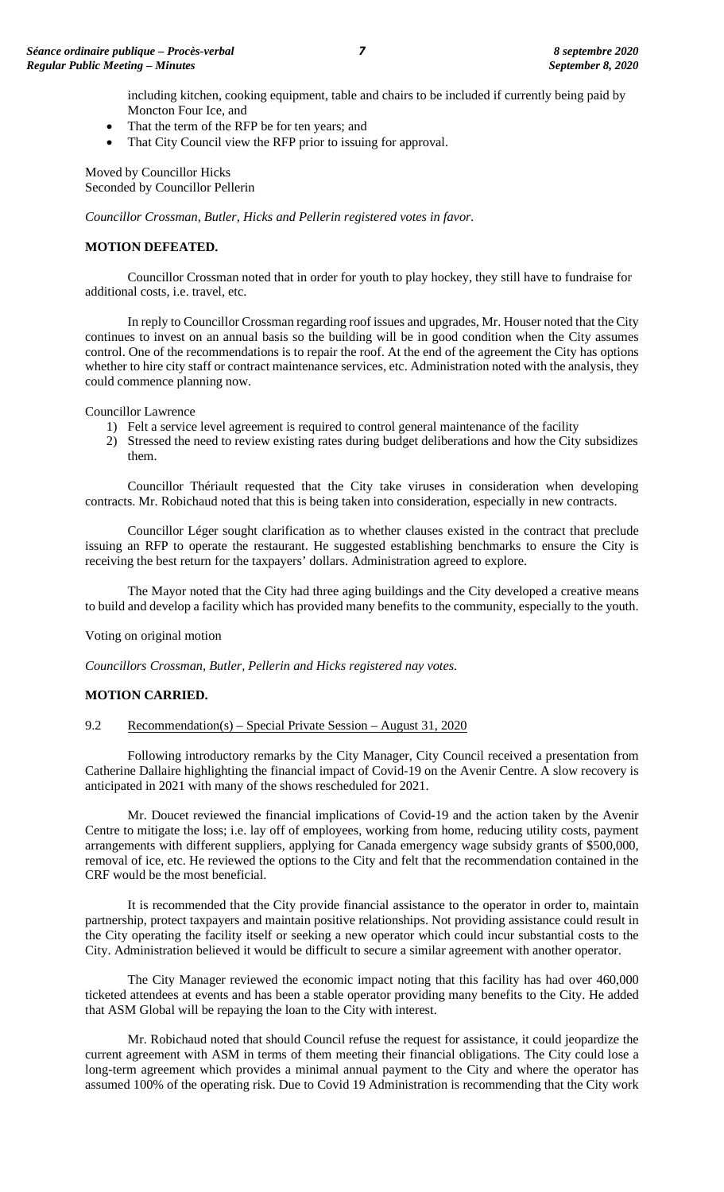including kitchen, cooking equipment, table and chairs to be included if currently being paid by Moncton Four Ice, and
- That the term of the RFP be for ten years; and
- That City Council view the RFP prior to issuing for approval.

Moved by Councillor Hicks
Seconded by Councillor Pellerin

*Councillor Crossman, Butler, Hicks and Pellerin registered votes in favor.*

**MOTION DEFEATED.**

Councillor Crossman noted that in order for youth to play hockey, they still have to fundraise for additional costs, i.e. travel, etc.

In reply to Councillor Crossman regarding roof issues and upgrades, Mr. Houser noted that the City continues to invest on an annual basis so the building will be in good condition when the City assumes control. One of the recommendations is to repair the roof. At the end of the agreement the City has options whether to hire city staff or contract maintenance services, etc. Administration noted with the analysis, they could commence planning now.

Councillor Lawrence

1) Felt a service level agreement is required to control general maintenance of the facility
2) Stressed the need to review existing rates during budget deliberations and how the City subsidizes them.

Councillor Thériault requested that the City take viruses in consideration when developing contracts. Mr. Robichaud noted that this is being taken into consideration, especially in new contracts.

Councillor Léger sought clarification as to whether clauses existed in the contract that preclude issuing an RFP to operate the restaurant. He suggested establishing benchmarks to ensure the City is receiving the best return for the taxpayers' dollars. Administration agreed to explore.

The Mayor noted that the City had three aging buildings and the City developed a creative means to build and develop a facility which has provided many benefits to the community, especially to the youth.

Voting on original motion

*Councillors Crossman, Butler, Pellerin and Hicks registered nay votes.*

**MOTION CARRIED.**

9.2 Recommendation(s) – Special Private Session – August 31, 2020

Following introductory remarks by the City Manager, City Council received a presentation from Catherine Dallaire highlighting the financial impact of Covid-19 on the Avenir Centre. A slow recovery is anticipated in 2021 with many of the shows rescheduled for 2021.

Mr. Doucet reviewed the financial implications of Covid-19 and the action taken by the Avenir Centre to mitigate the loss; i.e. lay off of employees, working from home, reducing utility costs, payment arrangements with different suppliers, applying for Canada emergency wage subsidy grants of $500,000, removal of ice, etc. He reviewed the options to the City and felt that the recommendation contained in the CRF would be the most beneficial.

It is recommended that the City provide financial assistance to the operator in order to, maintain partnership, protect taxpayers and maintain positive relationships. Not providing assistance could result in the City operating the facility itself or seeking a new operator which could incur substantial costs to the City. Administration believed it would be difficult to secure a similar agreement with another operator.

The City Manager reviewed the economic impact noting that this facility has had over 460,000 ticketed attendees at events and has been a stable operator providing many benefits to the City. He added that ASM Global will be repaying the loan to the City with interest.

Mr. Robichaud noted that should Council refuse the request for assistance, it could jeopardize the current agreement with ASM in terms of them meeting their financial obligations. The City could lose a long-term agreement which provides a minimal annual payment to the City and where the operator has assumed 100% of the operating risk. Due to Covid 19 Administration is recommending that the City work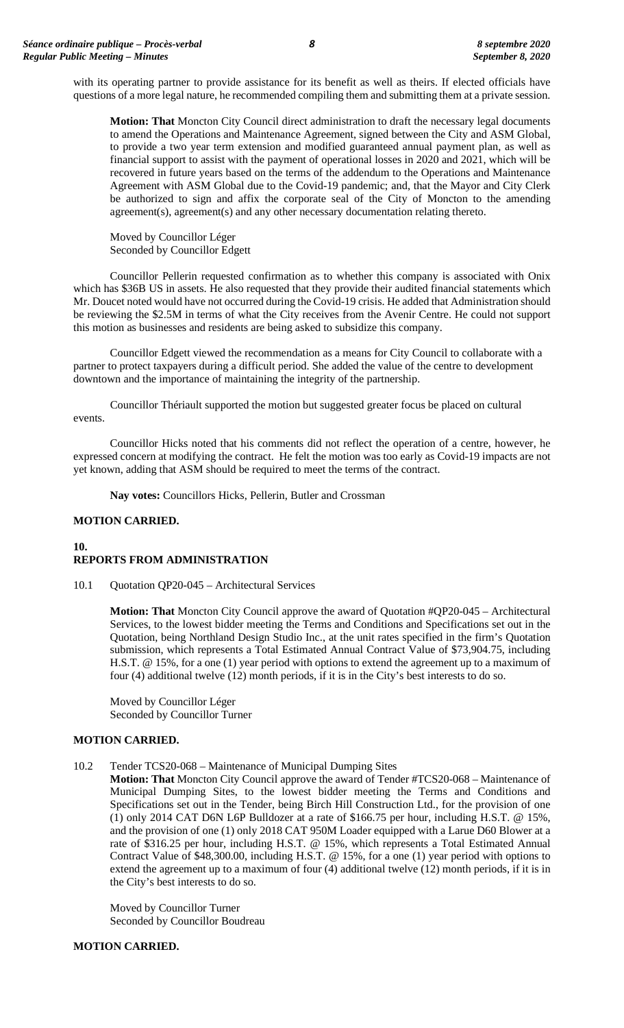with its operating partner to provide assistance for its benefit as well as theirs. If elected officials have questions of a more legal nature, he recommended compiling them and submitting them at a private session.

> **Motion: That** Moncton City Council direct administration to draft the necessary legal documents to amend the Operations and Maintenance Agreement, signed between the City and ASM Global, to provide a two year term extension and modified guaranteed annual payment plan, as well as financial support to assist with the payment of operational losses in 2020 and 2021, which will be recovered in future years based on the terms of the addendum to the Operations and Maintenance Agreement with ASM Global due to the Covid-19 pandemic; and, that the Mayor and City Clerk be authorized to sign and affix the corporate seal of the City of Moncton to the amending agreement(s), agreement(s) and any other necessary documentation relating thereto.
>
> Moved by Councillor Léger
> Seconded by Councillor Edgett

Councillor Pellerin requested confirmation as to whether this company is associated with Onix which has $36B US in assets. He also requested that they provide their audited financial statements which Mr. Doucet noted would have not occurred during the Covid-19 crisis. He added that Administration should be reviewing the $2.5M in terms of what the City receives from the Avenir Centre. He could not support this motion as businesses and residents are being asked to subsidize this company.

Councillor Edgett viewed the recommendation as a means for City Council to collaborate with a partner to protect taxpayers during a difficult period. She added the value of the centre to development downtown and the importance of maintaining the integrity of the partnership.

Councillor Thériault supported the motion but suggested greater focus be placed on cultural events.

Councillor Hicks noted that his comments did not reflect the operation of a centre, however, he expressed concern at modifying the contract. He felt the motion was too early as Covid-19 impacts are not yet known, adding that ASM should be required to meet the terms of the contract.

**Nay votes:** Councillors Hicks, Pellerin, Butler and Crossman

**MOTION CARRIED.**

## 10. REPORTS FROM ADMINISTRATION

10.1 Quotation QP20-045 – Architectural Services

> **Motion: That** Moncton City Council approve the award of Quotation #QP20-045 – Architectural Services, to the lowest bidder meeting the Terms and Conditions and Specifications set out in the Quotation, being Northland Design Studio Inc., at the unit rates specified in the firm's Quotation submission, which represents a Total Estimated Annual Contract Value of $73,904.75, including H.S.T. @ 15%, for a one (1) year period with options to extend the agreement up to a maximum of four (4) additional twelve (12) month periods, if it is in the City's best interests to do so.
>
> Moved by Councillor Léger
> Seconded by Councillor Turner

**MOTION CARRIED.**

10.2 Tender TCS20-068 – Maintenance of Municipal Dumping Sites

> **Motion: That** Moncton City Council approve the award of Tender #TCS20-068 – Maintenance of Municipal Dumping Sites, to the lowest bidder meeting the Terms and Conditions and Specifications set out in the Tender, being Birch Hill Construction Ltd., for the provision of one (1) only 2014 CAT D6N L6P Bulldozer at a rate of $166.75 per hour, including H.S.T. @ 15%, and the provision of one (1) only 2018 CAT 950M Loader equipped with a Larue D60 Blower at a rate of $316.25 per hour, including H.S.T. @ 15%, which represents a Total Estimated Annual Contract Value of $48,300.00, including H.S.T. @ 15%, for a one (1) year period with options to extend the agreement up to a maximum of four (4) additional twelve (12) month periods, if it is in the City's best interests to do so.
>
> Moved by Councillor Turner
> Seconded by Councillor Boudreau

**MOTION CARRIED.**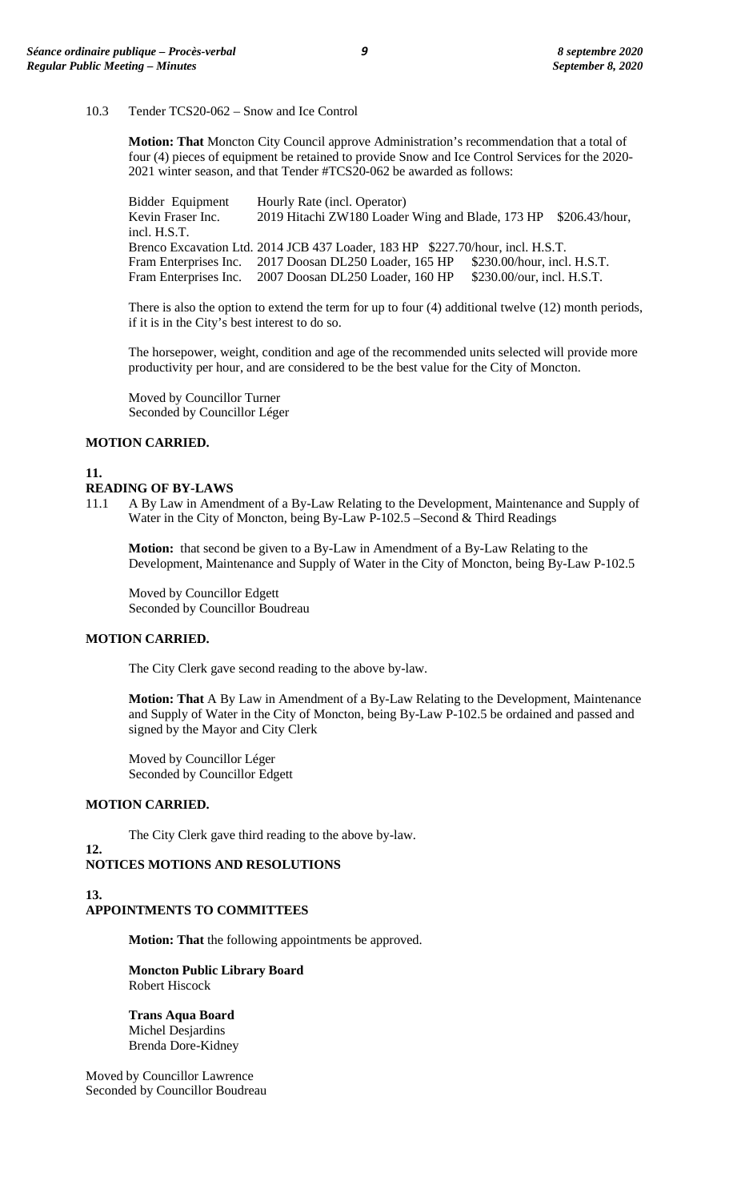10.3 Tender TCS20-062 – Snow and Ice Control

**Motion: That** Moncton City Council approve Administration's recommendation that a total of four (4) pieces of equipment be retained to provide Snow and Ice Control Services for the 2020-2021 winter season, and that Tender #TCS20-062 be awarded as follows:

| Bidder | Equipment | Hourly Rate (incl. Operator) |
|---|---|---|
| Kevin Fraser Inc. | 2019 Hitachi ZW180 Loader Wing and Blade, 173 HP | $206.43/hour, incl. H.S.T. |
| Brenco Excavation Ltd. | 2014 JCB 437 Loader, 183 HP | $227.70/hour, incl. H.S.T. |
| Fram Enterprises Inc. | 2017 Doosan DL250 Loader, 165 HP | $230.00/hour, incl. H.S.T. |
| Fram Enterprises Inc. | 2007 Doosan DL250 Loader, 160 HP | $230.00/our, incl. H.S.T. |

There is also the option to extend the term for up to four (4) additional twelve (12) month periods, if it is in the City's best interest to do so.

The horsepower, weight, condition and age of the recommended units selected will provide more productivity per hour, and are considered to be the best value for the City of Moncton.

Moved by Councillor Turner
Seconded by Councillor Léger

**MOTION CARRIED.**

## 11. READING OF BY-LAWS

11.1 A By Law in Amendment of a By-Law Relating to the Development, Maintenance and Supply of Water in the City of Moncton, being By-Law P-102.5 –Second & Third Readings

**Motion:** that second be given to a By-Law in Amendment of a By-Law Relating to the Development, Maintenance and Supply of Water in the City of Moncton, being By-Law P-102.5

Moved by Councillor Edgett
Seconded by Councillor Boudreau

**MOTION CARRIED.**

The City Clerk gave second reading to the above by-law.

**Motion: That** A By Law in Amendment of a By-Law Relating to the Development, Maintenance and Supply of Water in the City of Moncton, being By-Law P-102.5 be ordained and passed and signed by the Mayor and City Clerk

Moved by Councillor Léger
Seconded by Councillor Edgett

**MOTION CARRIED.**

The City Clerk gave third reading to the above by-law.

## 12. NOTICES MOTIONS AND RESOLUTIONS

## 13. APPOINTMENTS TO COMMITTEES

**Motion: That** the following appointments be approved.

**Moncton Public Library Board**
Robert Hiscock

**Trans Aqua Board**
Michel Desjardins
Brenda Dore-Kidney

Moved by Councillor Lawrence
Seconded by Councillor Boudreau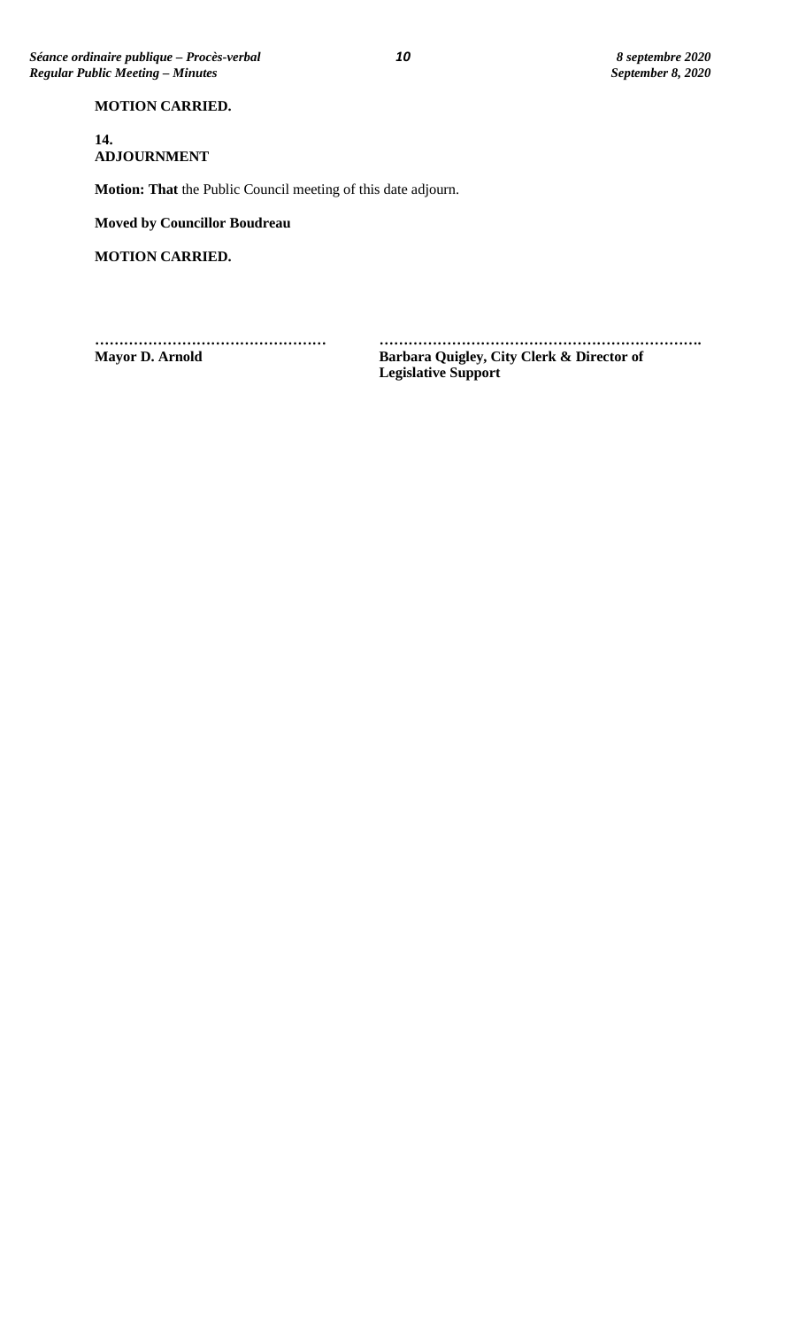**MOTION CARRIED.**

**14.**
**ADJOURNMENT**

**Motion: That** the Public Council meeting of this date adjourn.

**Moved by Councillor Boudreau**

**MOTION CARRIED.**

| | |
|---|---|
| **…………………………………………** | **………………………………………………………….** |
| **Mayor D. Arnold** | **Barbara Quigley, City Clerk & Director of Legislative Support** |